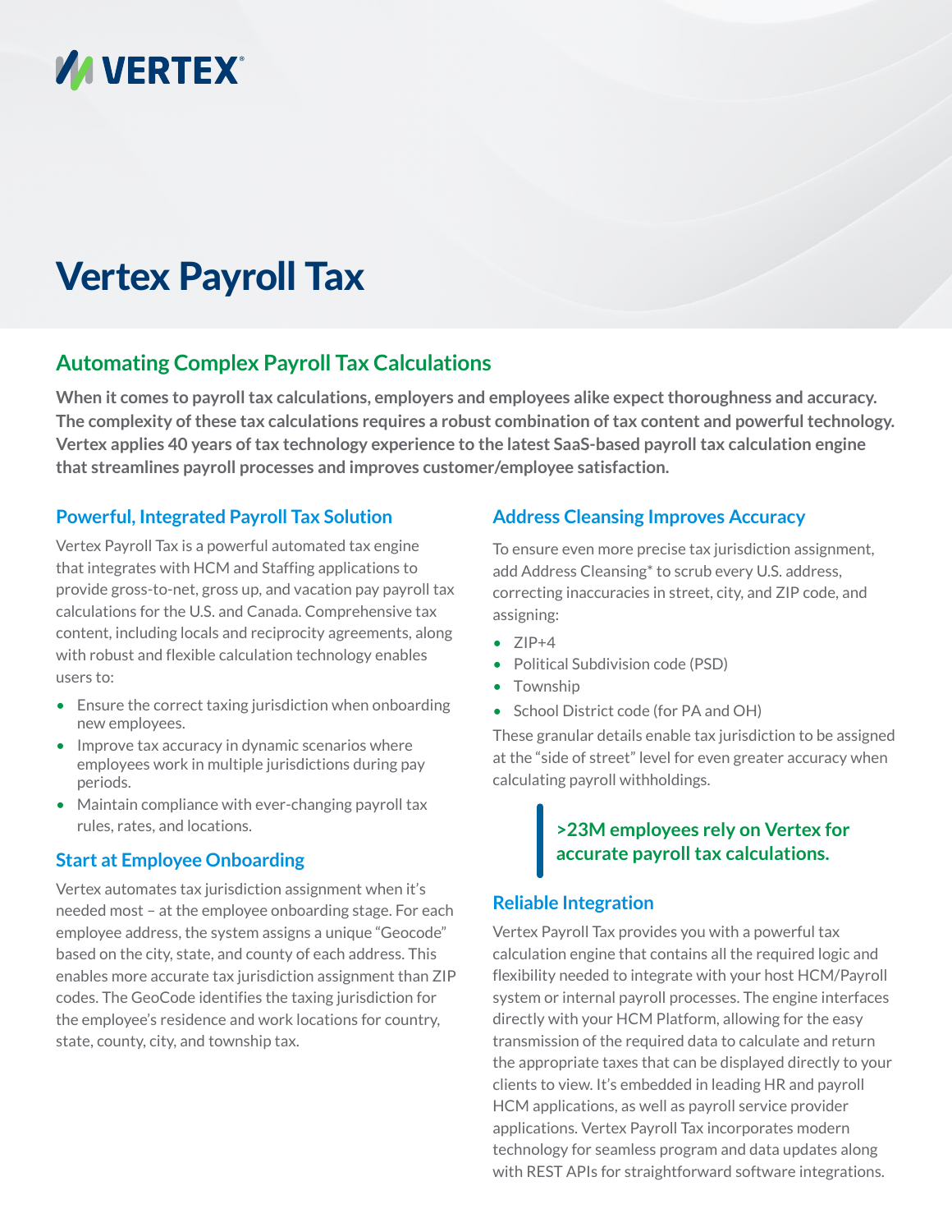# Vertex Payroll Tax

## Automating Complex Payroll Tax Calculations

**When it comes to payroll tax calculations, employers and employees alike expect thoroughness and accuracy. The complexity of these tax calculations requires a robust combination of tax content and powerful technology. Vertex applies 40 years of tax technology experience to the latest SaaS-based payroll tax calculation engine that streamlines payroll processes and improves customer/employee satisfaction.**

### Powerful, Integrated Payroll Tax Solution

Vertex Payroll Tax is a powerful automated tax engine that integrates with HCM and Staffing applications to provide gross-to-net, gross up, and vacation pay payroll tax calculations for the U.S. and Canada. Comprehensive tax content, including locals and reciprocity agreements, along with robust and flexible calculation technology enables users to:

- Ensure the correct taxing jurisdiction when onboarding new employees.
- Improve tax accuracy in dynamic scenarios where employees work in multiple jurisdictions during pay periods.
- Maintain compliance with ever-changing payroll tax rules, rates, and locations.

### Start at Employee Onboarding

Vertex automates tax jurisdiction assignment when it's needed most – at the employee onboarding stage. For each employee address, the system assigns a unique "Geocode" based on the city, state, and county of each address. This enables more accurate tax jurisdiction assignment than ZIP codes. The GeoCode identifies the taxing jurisdiction for the employee's residence and work locations for country, state, county, city, and township tax.

### Address Cleansing Improves Accuracy

To ensure even more precise tax jurisdiction assignment, add Address Cleansing* to scrub every U.S. address, correcting inaccuracies in street, city, and ZIP code, and assigning:

- ZIP+4
- Political Subdivision code (PSD)
- Township
- School District code (for PA and OH)

These granular details enable tax jurisdiction to be assigned at the "side of street" level for even greater accuracy when calculating payroll withholdings.

> **>23M employees rely on Vertex for accurate payroll tax calculations.**

### Reliable Integration

Vertex Payroll Tax provides you with a powerful tax calculation engine that contains all the required logic and flexibility needed to integrate with your host HCM/Payroll system or internal payroll processes. The engine interfaces directly with your HCM Platform, allowing for the easy transmission of the required data to calculate and return the appropriate taxes that can be displayed directly to your clients to view. It's embedded in leading HR and payroll HCM applications, as well as payroll service provider applications. Vertex Payroll Tax incorporates modern technology for seamless program and data updates along with REST APIs for straightforward software integrations.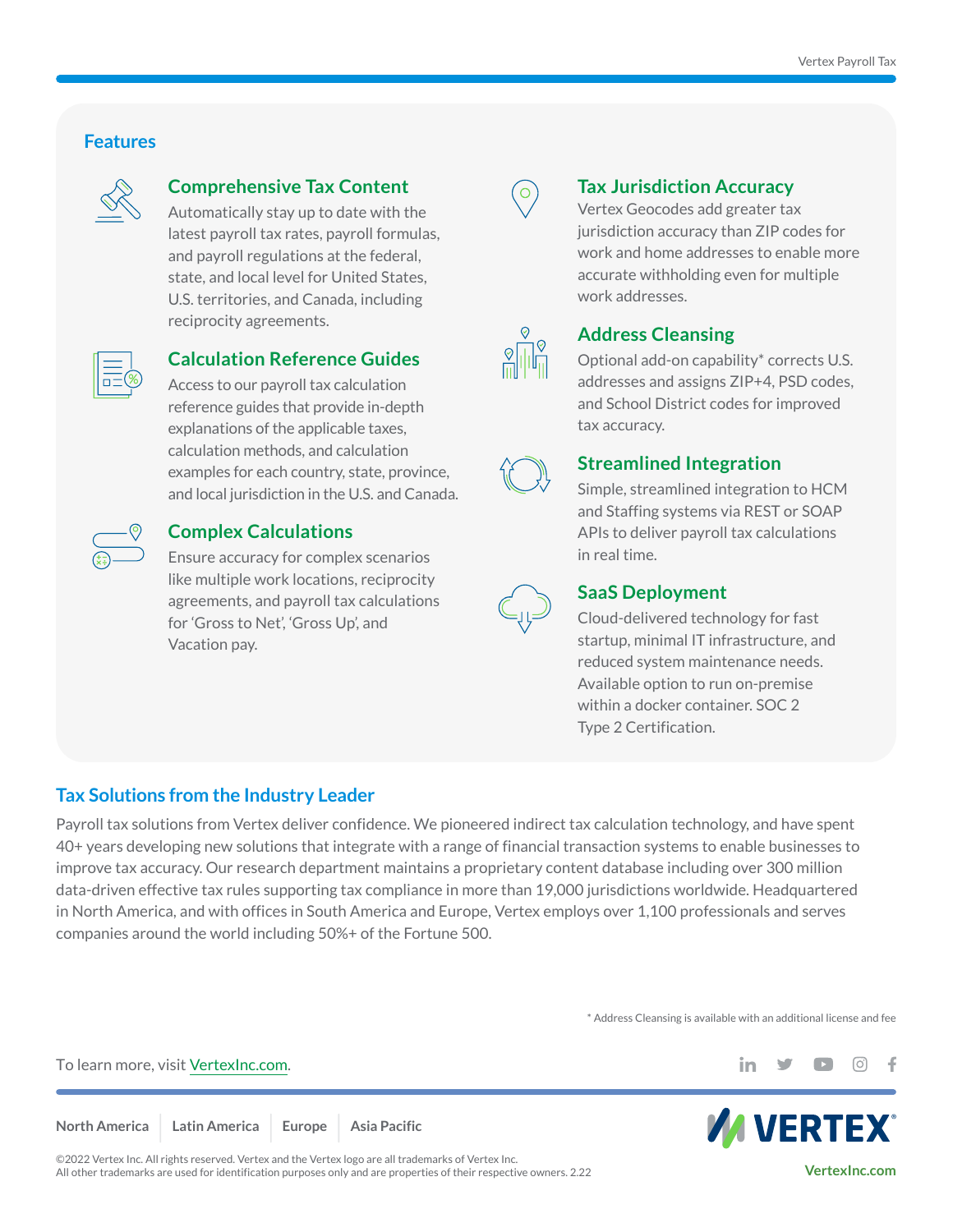## Features

### Comprehensive Tax Content

Automatically stay up to date with the latest payroll tax rates, payroll formulas, and payroll regulations at the federal, state, and local level for United States, U.S. territories, and Canada, including reciprocity agreements.

### Calculation Reference Guides

Access to our payroll tax calculation reference guides that provide in-depth explanations of the applicable taxes, calculation methods, and calculation examples for each country, state, province, and local jurisdiction in the U.S. and Canada.

### Complex Calculations

Ensure accuracy for complex scenarios like multiple work locations, reciprocity agreements, and payroll tax calculations for 'Gross to Net', 'Gross Up', and Vacation pay.

### Tax Jurisdiction Accuracy

Vertex Geocodes add greater tax jurisdiction accuracy than ZIP codes for work and home addresses to enable more accurate withholding even for multiple work addresses.

### Address Cleansing

Optional add-on capability* corrects U.S. addresses and assigns ZIP+4, PSD codes, and School District codes for improved tax accuracy.

### Streamlined Integration

Simple, streamlined integration to HCM and Staffing systems via REST or SOAP APIs to deliver payroll tax calculations in real time.

### SaaS Deployment

Cloud-delivered technology for fast startup, minimal IT infrastructure, and reduced system maintenance needs. Available option to run on-premise within a docker container. SOC 2 Type 2 Certification.

## Tax Solutions from the Industry Leader

Payroll tax solutions from Vertex deliver confidence. We pioneered indirect tax calculation technology, and have spent 40+ years developing new solutions that integrate with a range of financial transaction systems to enable businesses to improve tax accuracy. Our research department maintains a proprietary content database including over 300 million data-driven effective tax rules supporting tax compliance in more than 19,000 jurisdictions worldwide. Headquartered in North America, and with offices in South America and Europe, Vertex employs over 1,100 professionals and serves companies around the world including 50%+ of the Fortune 500.

* Address Cleansing is available with an additional license and fee

To learn more, visit VertexInc.com.

North America | Latin America | Europe | Asia Pacific

VERTEX

VertexInc.com

©2022 Vertex Inc. All rights reserved. Vertex and the Vertex logo are all trademarks of Vertex Inc.
All other trademarks are used for identification purposes only and are properties of their respective owners. 2.22